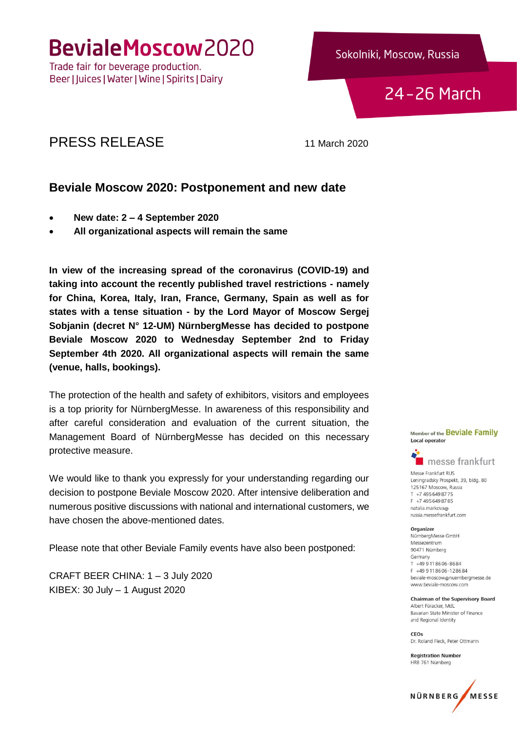# BevialeMoscow2020

Trade fair for beverage production.
Beer | Juices | Water | Wine | Spirits | Dairy

Sokolniki, Moscow, Russia

24 - 26 March

## PRESS RELEASE

11 March 2020

### Beviale Moscow 2020: Postponement and new date

- **New date: 2 – 4 September 2020**
- **All organizational aspects will remain the same**

**In view of the increasing spread of the coronavirus (COVID-19) and taking into account the recently published travel restrictions - namely for China, Korea, Italy, Iran, France, Germany, Spain as well as for states with a tense situation - by the Lord Mayor of Moscow Sergej Sobjanin (decret N° 12-UM) NürnbergMesse has decided to postpone Beviale Moscow 2020 to Wednesday September 2nd to Friday September 4th 2020. All organizational aspects will remain the same (venue, halls, bookings).**

The protection of the health and safety of exhibitors, visitors and employees is a top priority for NürnbergMesse. In awareness of this responsibility and after careful consideration and evaluation of the current situation, the Management Board of NürnbergMesse has decided on this necessary protective measure.

We would like to thank you expressly for your understanding regarding our decision to postpone Beviale Moscow 2020. After intensive deliberation and numerous positive discussions with national and international customers, we have chosen the above-mentioned dates.

Please note that other Beviale Family events have also been postponed:

CRAFT BEER CHINA: 1 – 3 July 2020
KIBEX: 30 July – 1 August 2020

Member of the Beviale Family
**Local operator**

messe frankfurt

Messe Frankfurt RUS
Leningradsky Prospekt, 39, bldg. 80
125167 Moscow, Russia
T +7 495 649 87 75
F +7 495 649 87 85
natalia.markova@
russia.messefrankfurt.com

**Organizer**
NürnbergMesse GmbH
Messezentrum
90471 Nürnberg
Germany
T +49 9 11 86 06-86 84
F +49 9 11 86 06-12 86 84
beviale-moscow@nuernbergmesse.de
www.beviale-moscow.com

**Chairman of the Supervisory Board**
Albert Füracker, MdL
Bavarian State Minister of Finance
and Regional Identity

**CEOs**
Dr. Roland Fleck, Peter Ottmann

**Registration Number**
HRB 761 Nürnberg

NÜRNBERG MESSE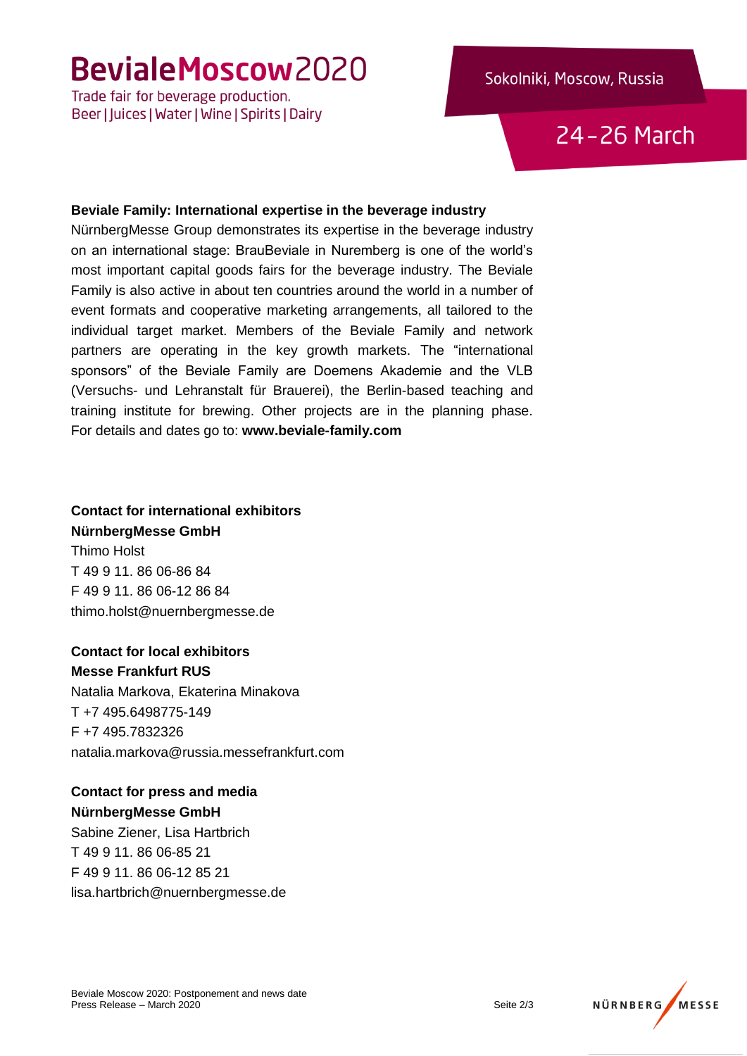**Beviale Family: International expertise in the beverage industry**

NürnbergMesse Group demonstrates its expertise in the beverage industry on an international stage: BrauBeviale in Nuremberg is one of the world's most important capital goods fairs for the beverage industry. The Beviale Family is also active in about ten countries around the world in a number of event formats and cooperative marketing arrangements, all tailored to the individual target market. Members of the Beviale Family and network partners are operating in the key growth markets. The "international sponsors" of the Beviale Family are Doemens Akademie and the VLB (Versuchs- und Lehranstalt für Brauerei), the Berlin-based teaching and training institute for brewing. Other projects are in the planning phase. For details and dates go to: **www.beviale-family.com**

**Contact for international exhibitors**
**NürnbergMesse GmbH**
Thimo Holst
T 49 9 11. 86 06-86 84
F 49 9 11. 86 06-12 86 84
thimo.holst@nuernbergmesse.de

**Contact for local exhibitors**
**Messe Frankfurt RUS**
Natalia Markova, Ekaterina Minakova
T +7 495.6498775-149
F +7 495.7832326
natalia.markova@russia.messefrankfurt.com

**Contact for press and media**
**NürnbergMesse GmbH**
Sabine Ziener, Lisa Hartbrich
T 49 9 11. 86 06-85 21
F 49 9 11. 86 06-12 85 21
lisa.hartbrich@nuernbergmesse.de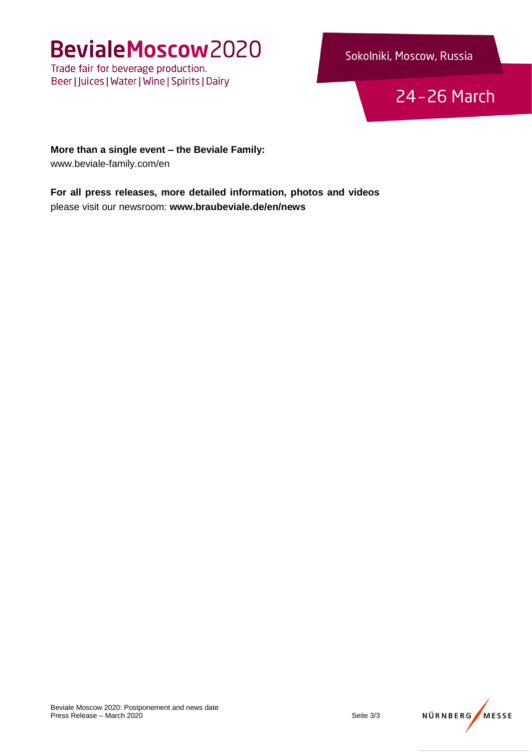**More than a single event – the Beviale Family:**
www.beviale-family.com/en

**For all press releases, more detailed information, photos and videos** please visit our newsroom: **www.braubeviale.de/en/news**